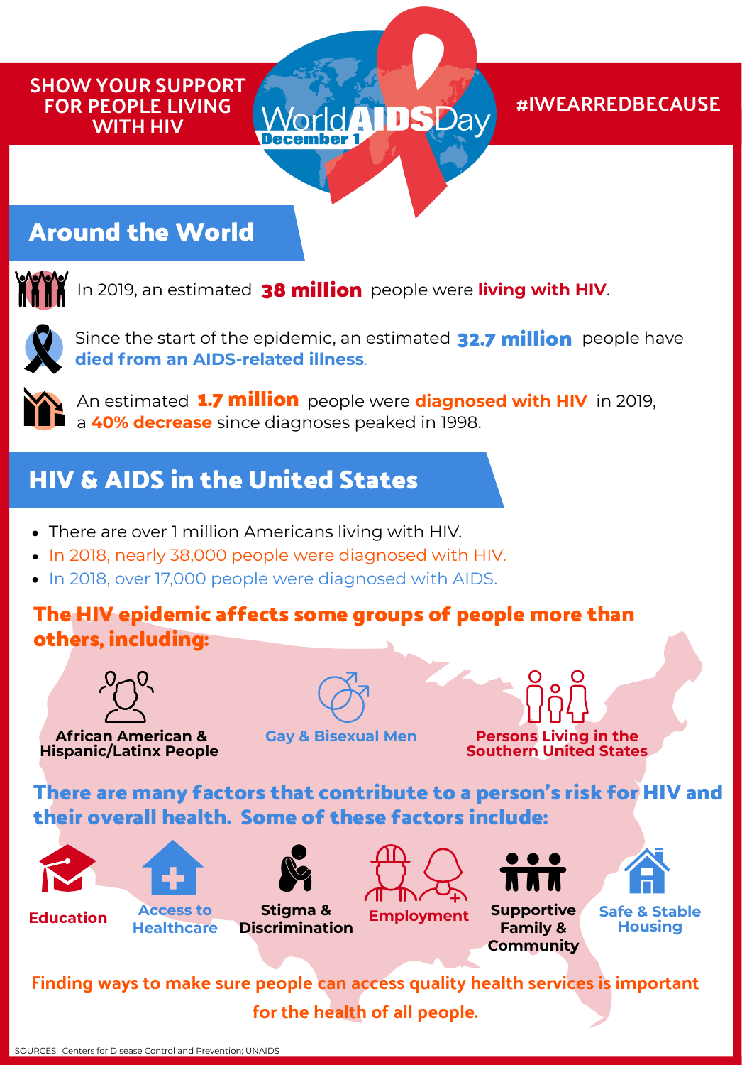SHOW YOUR SUPPORT FOR PEOPLE LIVING WITH HIV

# World AIDS Day
**December 1**

#IWEARREDBECAUSE

## Around the World

In 2019, an estimated **38 million** people were **living with HIV**.

Since the start of the epidemic, an estimated **32.7 million** people have **died from an AIDS-related illness**.

An estimated **1.7 million** people were **diagnosed with HIV** in 2019, a **40% decrease** since diagnoses peaked in 1998.

## HIV & AIDS in the United States

- There are over 1 million Americans living with HIV.
- In 2018, nearly 38,000 people were diagnosed with HIV.
- In 2018, over 17,000 people were diagnosed with AIDS.

### The HIV epidemic affects some groups of people more than others, including:

- African American & Hispanic/Latinx People
- Gay & Bisexual Men
- Persons Living in the Southern United States

### There are many factors that contribute to a person's risk for HIV and their overall health. Some of these factors include:

- Education
- Access to Healthcare
- Stigma & Discrimination
- Employment
- Supportive Family & Community
- Safe & Stable Housing

**Finding ways to make sure people can access quality health services is important for the health of all people.**

SOURCES: Centers for Disease Control and Prevention; UNAIDS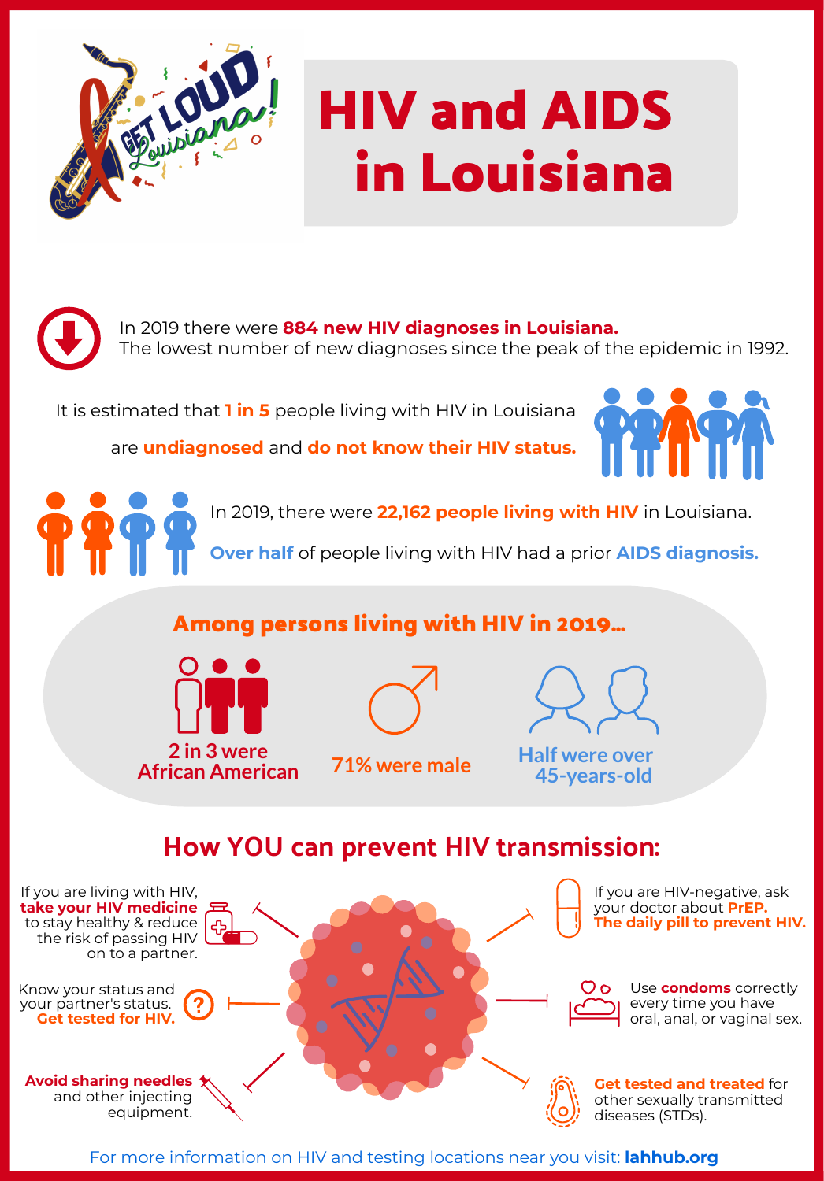# HIV and AIDS in Louisiana

GET LOUD Louisiana!

In 2019 there were **884 new HIV diagnoses in Louisiana.**
The lowest number of new diagnoses since the peak of the epidemic in 1992.

It is estimated that **1 in 5** people living with HIV in Louisiana are **undiagnosed** and **do not know their HIV status.**

In 2019, there were **22,162 people living with HIV** in Louisiana.

**Over half** of people living with HIV had a prior **AIDS diagnosis.**

## Among persons living with HIV in 2019...

- 2 in 3 were African American
- 71% were male
- Half were over 45-years-old

## How YOU can prevent HIV transmission:

- If you are living with HIV, **take your HIV medicine** to stay healthy & reduce the risk of passing HIV on to a partner.
- Know your status and your partner's status. **Get tested for HIV.**
- **Avoid sharing needles** and other injecting equipment.
- If you are HIV-negative, ask your doctor about **PrEP. The daily pill to prevent HIV.**
- Use **condoms** correctly every time you have oral, anal, or vaginal sex.
- **Get tested and treated** for other sexually transmitted diseases (STDs).

For more information on HIV and testing locations near you visit: **lahhub.org**